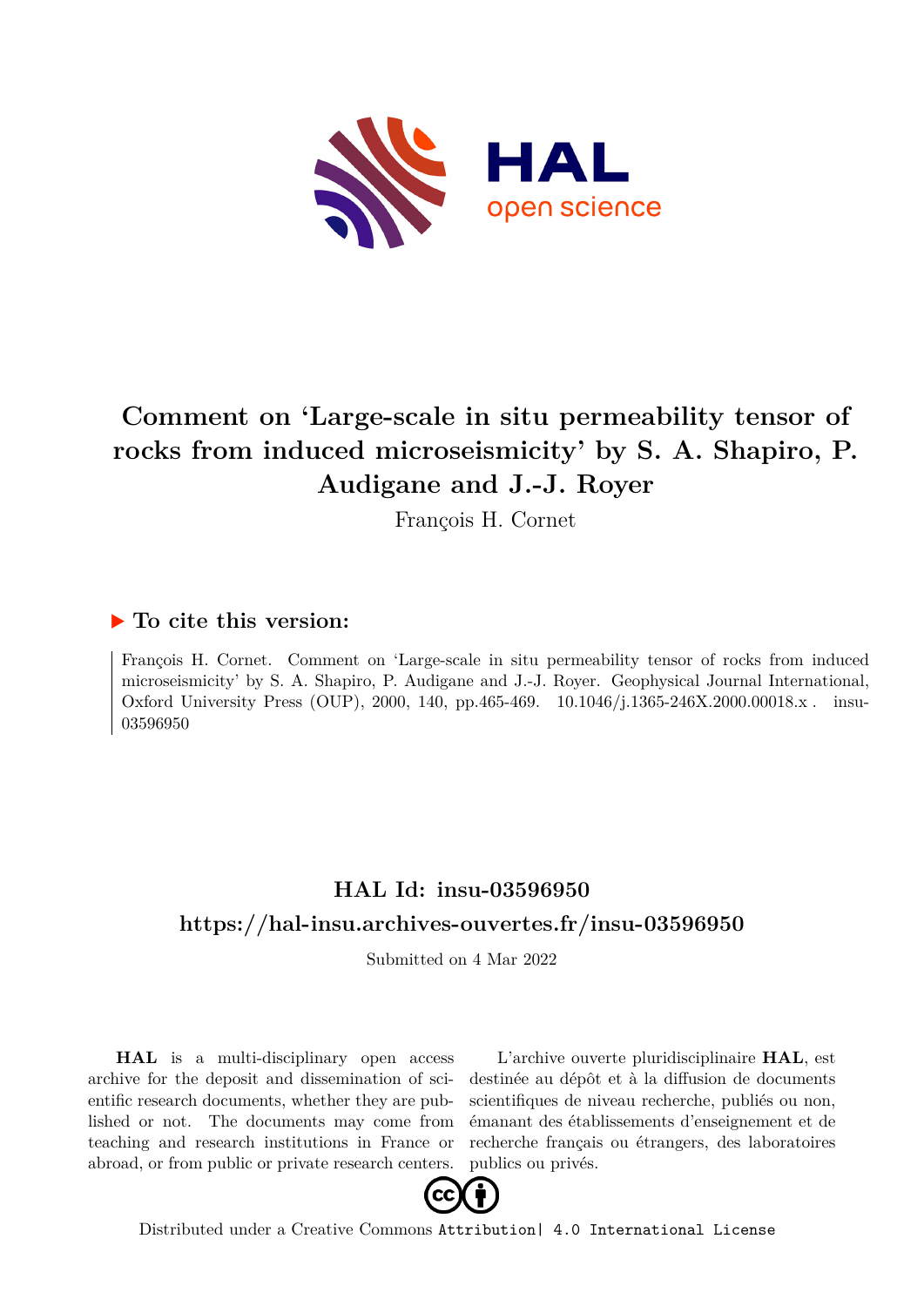# Comment on 'Large-scale in situ permeability tensor of rocks from induced microseismicity' by S. A. Shapiro, P. Audigane and J.-J. Royer

François H. Cornet

## ▶ To cite this version:

François H. Cornet. Comment on 'Large-scale in situ permeability tensor of rocks from induced microseismicity' by S. A. Shapiro, P. Audigane and J.-J. Royer. Geophysical Journal International, Oxford University Press (OUP), 2000, 140, pp.465-469. 10.1046/j.1365-246X.2000.00018.x . insu-03596950

## HAL Id: insu-03596950

## https://hal-insu.archives-ouvertes.fr/insu-03596950

Submitted on 4 Mar 2022

**HAL** is a multi-disciplinary open access archive for the deposit and dissemination of scientific research documents, whether they are published or not. The documents may come from teaching and research institutions in France or abroad, or from public or private research centers.

L'archive ouverte pluridisciplinaire **HAL**, est destinée au dépôt et à la diffusion de documents scientifiques de niveau recherche, publiés ou non, émanant des établissements d'enseignement et de recherche français ou étrangers, des laboratoires publics ou privés.

Distributed under a Creative Commons Attribution| 4.0 International License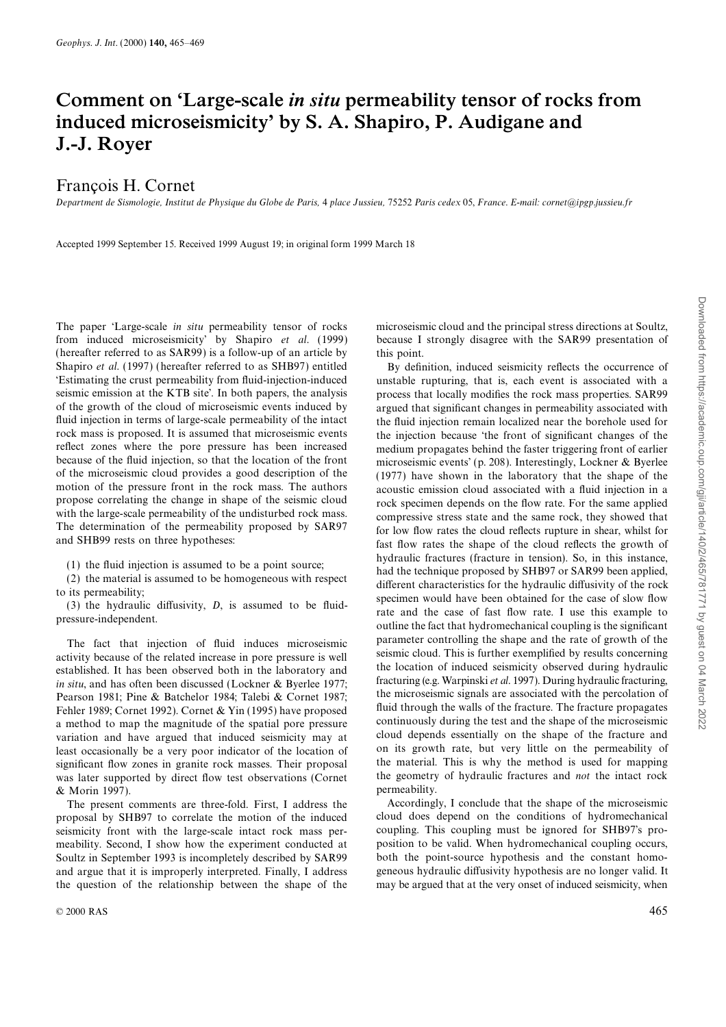# Comment on 'Large-scale *in situ* permeability tensor of rocks from induced microseismicity' by S. A. Shapiro, P. Audigane and J.-J. Royer

François H. Cornet

*Department de Sismologie, Institut de Physique du Globe de Paris,* 4 *place Jussieu,* 75252 *Paris cedex* 05, *France. E-mail: cornet@ipgp.jussieu.fr*

Accepted 1999 September 15. Received 1999 August 19; in original form 1999 March 18

The paper 'Large-scale *in situ* permeability tensor of rocks from induced microseismicity' by Shapiro *et al.* (1999) (hereafter referred to as SAR99) is a follow-up of an article by Shapiro *et al.* (1997) (hereafter referred to as SHB97) entitled 'Estimating the crust permeability from fluid-injection-induced seismic emission at the KTB site'. In both papers, the analysis of the growth of the cloud of microseismic events induced by fluid injection in terms of large-scale permeability of the intact rock mass is proposed. It is assumed that microseismic events reflect zones where the pore pressure has been increased because of the fluid injection, so that the location of the front of the microseismic cloud provides a good description of the motion of the pressure front in the rock mass. The authors propose correlating the change in shape of the seismic cloud with the large-scale permeability of the undisturbed rock mass. The determination of the permeability proposed by SAR97 and SHB99 rests on three hypotheses:

(1) the fluid injection is assumed to be a point source;

(2) the material is assumed to be homogeneous with respect to its permeability;

(3) the hydraulic diffusivity, $D$, is assumed to be fluid-pressure-independent.

The fact that injection of fluid induces microseismic activity because of the related increase in pore pressure is well established. It has been observed both in the laboratory and *in situ*, and has often been discussed (Lockner & Byerlee 1977; Pearson 1981; Pine & Batchelor 1984; Talebi & Cornet 1987; Fehler 1989; Cornet 1992). Cornet & Yin (1995) have proposed a method to map the magnitude of the spatial pore pressure variation and have argued that induced seismicity may at least occasionally be a very poor indicator of the location of significant flow zones in granite rock masses. Their proposal was later supported by direct flow test observations (Cornet & Morin 1997).

The present comments are three-fold. First, I address the proposal by SHB97 to correlate the motion of the induced seismicity front with the large-scale intact rock mass permeability. Second, I show how the experiment conducted at Soultz in September 1993 is incompletely described by SAR99 and argue that it is improperly interpreted. Finally, I address the question of the relationship between the shape of the microseismic cloud and the principal stress directions at Soultz, because I strongly disagree with the SAR99 presentation of this point.

By definition, induced seismicity reflects the occurrence of unstable rupturing, that is, each event is associated with a process that locally modifies the rock mass properties. SAR99 argued that significant changes in permeability associated with the fluid injection remain localized near the borehole used for the injection because 'the front of significant changes of the medium propagates behind the faster triggering front of earlier microseismic events' (p. 208). Interestingly, Lockner & Byerlee (1977) have shown in the laboratory that the shape of the acoustic emission cloud associated with a fluid injection in a rock specimen depends on the flow rate. For the same applied compressive stress state and the same rock, they showed that for low flow rates the cloud reflects rupture in shear, whilst for fast flow rates the shape of the cloud reflects the growth of hydraulic fractures (fracture in tension). So, in this instance, had the technique proposed by SHB97 or SAR99 been applied, different characteristics for the hydraulic diffusivity of the rock specimen would have been obtained for the case of slow flow rate and the case of fast flow rate. I use this example to outline the fact that hydromechanical coupling is the significant parameter controlling the shape and the rate of growth of the seismic cloud. This is further exemplified by results concerning the location of induced seismicity observed during hydraulic fracturing (e.g. Warpinski *et al.* 1997). During hydraulic fracturing, the microseismic signals are associated with the percolation of fluid through the walls of the fracture. The fracture propagates continuously during the test and the shape of the microseismic cloud depends essentially on the shape of the fracture and on its growth rate, but very little on the permeability of the material. This is why the method is used for mapping the geometry of hydraulic fractures and *not* the intact rock permeability.

Accordingly, I conclude that the shape of the microseismic cloud does depend on the conditions of hydromechanical coupling. This coupling must be ignored for SHB97's proposition to be valid. When hydromechanical coupling occurs, both the point-source hypothesis and the constant homogeneous hydraulic diffusivity hypothesis are no longer valid. It may be argued that at the very onset of induced seismicity, when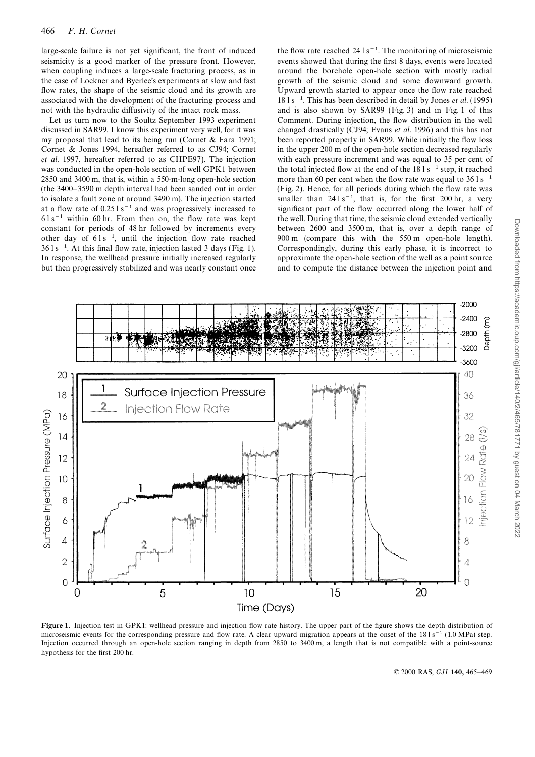large-scale failure is not yet significant, the front of induced seismicity is a good marker of the pressure front. However, when coupling induces a large-scale fracturing process, as in the case of Lockner and Byerlee's experiments at slow and fast flow rates, the shape of the seismic cloud and its growth are associated with the development of the fracturing process and not with the hydraulic diffusivity of the intact rock mass.

Let us turn now to the Soultz September 1993 experiment discussed in SAR99. I know this experiment very well, for it was my proposal that lead to its being run (Cornet & Fara 1991; Cornet & Jones 1994, hereafter referred to as CJ94; Cornet *et al.* 1997, hereafter referred to as CHPE97). The injection was conducted in the open-hole section of well GPK1 between 2850 and 3400 m, that is, within a 550-m-long open-hole section (the 3400–3590 m depth interval had been sanded out in order to isolate a fault zone at around 3490 m). The injection started at a flow rate of $0.25\,\mathrm{l\,s^{-1}}$ and was progressively increased to $6\,\mathrm{l\,s^{-1}}$ within 60 hr. From then on, the flow rate was kept constant for periods of 48 hr followed by increments every other day of $6\,\mathrm{l\,s^{-1}}$, until the injection flow rate reached $36\,\mathrm{l\,s^{-1}}$. At this final flow rate, injection lasted 3 days (Fig. 1). In response, the wellhead pressure initially increased regularly but then progressively stabilized and was nearly constant once the flow rate reached $24\,\mathrm{l\,s^{-1}}$. The monitoring of microseismic events showed that during the first 8 days, events were located around the borehole open-hole section with mostly radial growth of the seismic cloud and some downward growth. Upward growth started to appear once the flow rate reached $18\,\mathrm{l\,s^{-1}}$. This has been described in detail by Jones *et al.* (1995) and is also shown by SAR99 (Fig. 3) and in Fig. 1 of this Comment. During injection, the flow distribution in the well changed drastically (CJ94; Evans *et al.* 1996) and this has not been reported properly in SAR99. While initially the flow loss in the upper 200 m of the open-hole section decreased regularly with each pressure increment and was equal to 35 per cent of the total injected flow at the end of the $18\,\mathrm{l\,s^{-1}}$ step, it reached more than 60 per cent when the flow rate was equal to $36\,\mathrm{l\,s^{-1}}$ (Fig. 2). Hence, for all periods during which the flow rate was smaller than $24\,\mathrm{l\,s^{-1}}$, that is, for the first 200 hr, a very significant part of the flow occurred along the lower half of the well. During that time, the seismic cloud extended vertically between 2600 and 3500 m, that is, over a depth range of 900 m (compare this with the 550 m open-hole length). Correspondingly, during this early phase, it is incorrect to approximate the open-hole section of the well as a point source and to compute the distance between the injection point and

**Figure 1.** Injection test in GPK1: wellhead pressure and injection flow rate history. The upper part of the figure shows the depth distribution of microseismic events for the corresponding pressure and flow rate. A clear upward migration appears at the onset of the $18\,\mathrm{l\,s^{-1}}$ (1.0 MPa) step. Injection occurred through an open-hole section ranging in depth from 2850 to 3400 m, a length that is not compatible with a point-source hypothesis for the first 200 hr.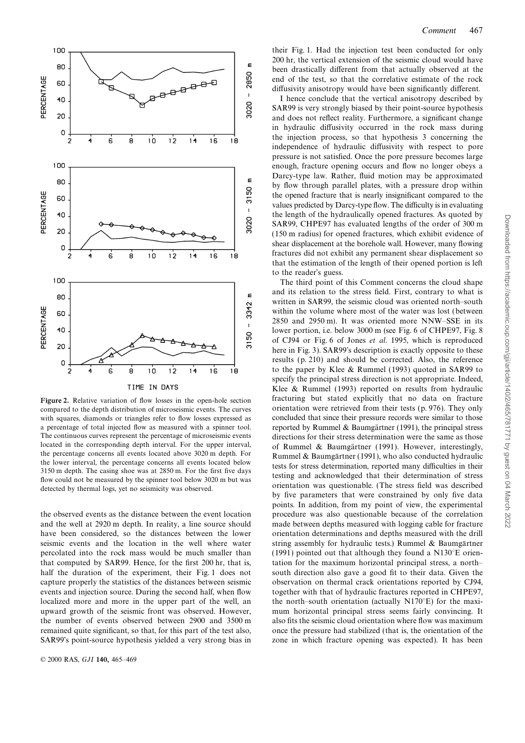Figure 2. Relative variation of flow losses in the open-hole section compared to the depth distribution of microseismic events. The curves with squares, diamonds or triangles refer to flow losses expressed as a percentage of total injected flow as measured with a spinner tool. The continuous curves represent the percentage of microseismic events located in the corresponding depth interval. For the upper interval, the percentage concerns all events located above 3020 m depth. For the lower interval, the percentage concerns all events located below 3150 m depth. The casing shoe was at 2850 m. For the first five days flow could not be measured by the spinner tool below 3020 m but was detected by thermal logs, yet no seismicity was observed.

the observed events as the distance between the event location and the well at 2920 m depth. In reality, a line source should have been considered, so the distances between the lower seismic events and the location in the well where water percolated into the rock mass would be much smaller than that computed by SAR99. Hence, for the first 200 hr, that is, half the duration of the experiment, their Fig. 1 does not capture properly the statistics of the distances between seismic events and injection source. During the second half, when flow localized more and more in the upper part of the well, an upward growth of the seismic front was observed. However, the number of events observed between 2900 and 3500 m remained quite significant, so that, for this part of the test also, SAR99's point-source hypothesis yielded a very strong bias in their Fig. 1. Had the injection test been conducted for only 200 hr, the vertical extension of the seismic cloud would have been drastically different from that actually observed at the end of the test, so that the correlative estimate of the rock diffusivity anisotropy would have been significantly different.

I hence conclude that the vertical anisotropy described by SAR99 is very strongly biased by their point-source hypothesis and does not reflect reality. Furthermore, a significant change in hydraulic diffusivity occurred in the rock mass during the injection process, so that hypothesis 3 concerning the independence of hydraulic diffusivity with respect to pore pressure is not satisfied. Once the pore pressure becomes large enough, fracture opening occurs and flow no longer obeys a Darcy-type law. Rather, fluid motion may be approximated by flow through parallel plates, with a pressure drop within the opened fracture that is nearly insignificant compared to the values predicted by Darcy-type flow. The difficulty is in evaluating the length of the hydraulically opened fractures. As quoted by SAR99, CHPE97 has evaluated lengths of the order of 300 m (150 m radius) for opened fractures, which exhibit evidence of shear displacement at the borehole wall. However, many flowing fractures did not exhibit any permanent shear displacement so that the estimation of the length of their opened portion is left to the reader's guess.

The third point of this Comment concerns the cloud shape and its relation to the stress field. First, contrary to what is written in SAR99, the seismic cloud was oriented north–south within the volume where most of the water was lost (between 2850 and 2950 m). It was oriented more NNW–SSE in its lower portion, i.e. below 3000 m (see Fig. 6 of CHPE97, Fig. 8 of CJ94 or Fig. 6 of Jones *et al.* 1995, which is reproduced here in Fig. 3). SAR99's description is exactly opposite to these results (p. 210) and should be corrected. Also, the reference to the paper by Klee & Rummel (1993) quoted in SAR99 to specify the principal stress direction is not appropriate. Indeed, Klee & Rummel (1993) reported on results from hydraulic fracturing but stated explicitly that no data on fracture orientation were retrieved from their tests (p. 976). They only concluded that since their pressure records were similar to those reported by Rummel & Baumgärtner (1991), the principal stress directions for their stress determination were the same as those of Rummel & Baumgärtner (1991). However, interestingly, Rummel & Baumgärtner (1991), who also conducted hydraulic tests for stress determination, reported many difficulties in their testing and acknowledged that their determination of stress orientation was questionable. (The stress field was described by five parameters that were constrained by only five data points. In addition, from my point of view, the experimental procedure was also questionable because of the correlation made between depths measured with logging cable for fracture orientation determinations and depths measured with the drill string assembly for hydraulic tests.) Rummel & Baumgärtner (1991) pointed out that although they found a N130°E orientation for the maximum horizontal principal stress, a north–south direction also gave a good fit to their data. Given the observation on thermal crack orientations reported by CJ94, together with that of hydraulic fractures reported in CHPE97, the north–south orientation (actually N170°E) for the maximum horizontal principal stress seems fairly convincing. It also fits the seismic cloud orientation where flow was maximum once the pressure had stabilized (that is, the orientation of the zone in which fracture opening was expected). It has been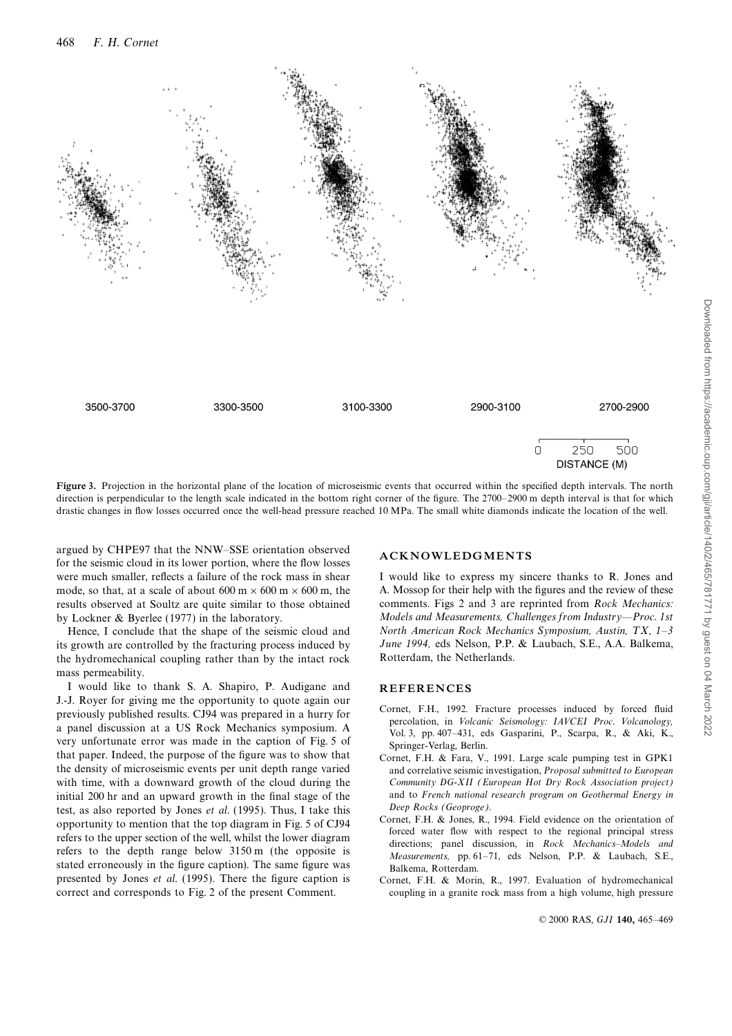Figure 3. Projection in the horizontal plane of the location of microseismic events that occurred within the specified depth intervals. The north direction is perpendicular to the length scale indicated in the bottom right corner of the figure. The 2700–2900 m depth interval is that for which drastic changes in flow losses occurred once the well-head pressure reached 10 MPa. The small white diamonds indicate the location of the well.

argued by CHPE97 that the NNW–SSE orientation observed for the seismic cloud in its lower portion, where the flow losses were much smaller, reflects a failure of the rock mass in shear mode, so that, at a scale of about 600 m × 600 m × 600 m, the results observed at Soultz are quite similar to those obtained by Lockner & Byerlee (1977) in the laboratory.

Hence, I conclude that the shape of the seismic cloud and its growth are controlled by the fracturing process induced by the hydromechanical coupling rather than by the intact rock mass permeability.

I would like to thank S. A. Shapiro, P. Audigane and J.-J. Royer for giving me the opportunity to quote again our previously published results. CJ94 was prepared in a hurry for a panel discussion at a US Rock Mechanics symposium. A very unfortunate error was made in the caption of Fig. 5 of that paper. Indeed, the purpose of the figure was to show that the density of microseismic events per unit depth range varied with time, with a downward growth of the cloud during the initial 200 hr and an upward growth in the final stage of the test, as also reported by Jones *et al.* (1995). Thus, I take this opportunity to mention that the top diagram in Fig. 5 of CJ94 refers to the upper section of the well, whilst the lower diagram refers to the depth range below 3150 m (the opposite is stated erroneously in the figure caption). The same figure was presented by Jones *et al.* (1995). There the figure caption is correct and corresponds to Fig. 2 of the present Comment.

## ACKNOWLEDGMENTS

I would like to express my sincere thanks to R. Jones and A. Mossop for their help with the figures and the review of these comments. Figs 2 and 3 are reprinted from *Rock Mechanics: Models and Measurements, Challenges from Industry—Proc. 1st North American Rock Mechanics Symposium, Austin, TX, 1–3 June 1994,* eds Nelson, P.P. & Laubach, S.E., A.A. Balkema, Rotterdam, the Netherlands.

## REFERENCES

Cornet, F.H., 1992. Fracture processes induced by forced fluid percolation, in *Volcanic Seismology: IAVCEI Proc. Volcanology,* Vol. 3, pp. 407–431, eds Gasparini, P., Scarpa, R., & Aki, K., Springer-Verlag, Berlin.

Cornet, F.H. & Fara, V., 1991. Large scale pumping test in GPK1 and correlative seismic investigation, *Proposal submitted to European Community DG-XII (European Hot Dry Rock Association project)* and to *French national research program on Geothermal Energy in Deep Rocks (Geoproge).*

Cornet, F.H. & Jones, R., 1994. Field evidence on the orientation of forced water flow with respect to the regional principal stress directions; panel discussion, in *Rock Mechanics–Models and Measurements,* pp. 61–71, eds Nelson, P.P. & Laubach, S.E., Balkema, Rotterdam.

Cornet, F.H. & Morin, R., 1997. Evaluation of hydromechanical coupling in a granite rock mass from a high volume, high pressure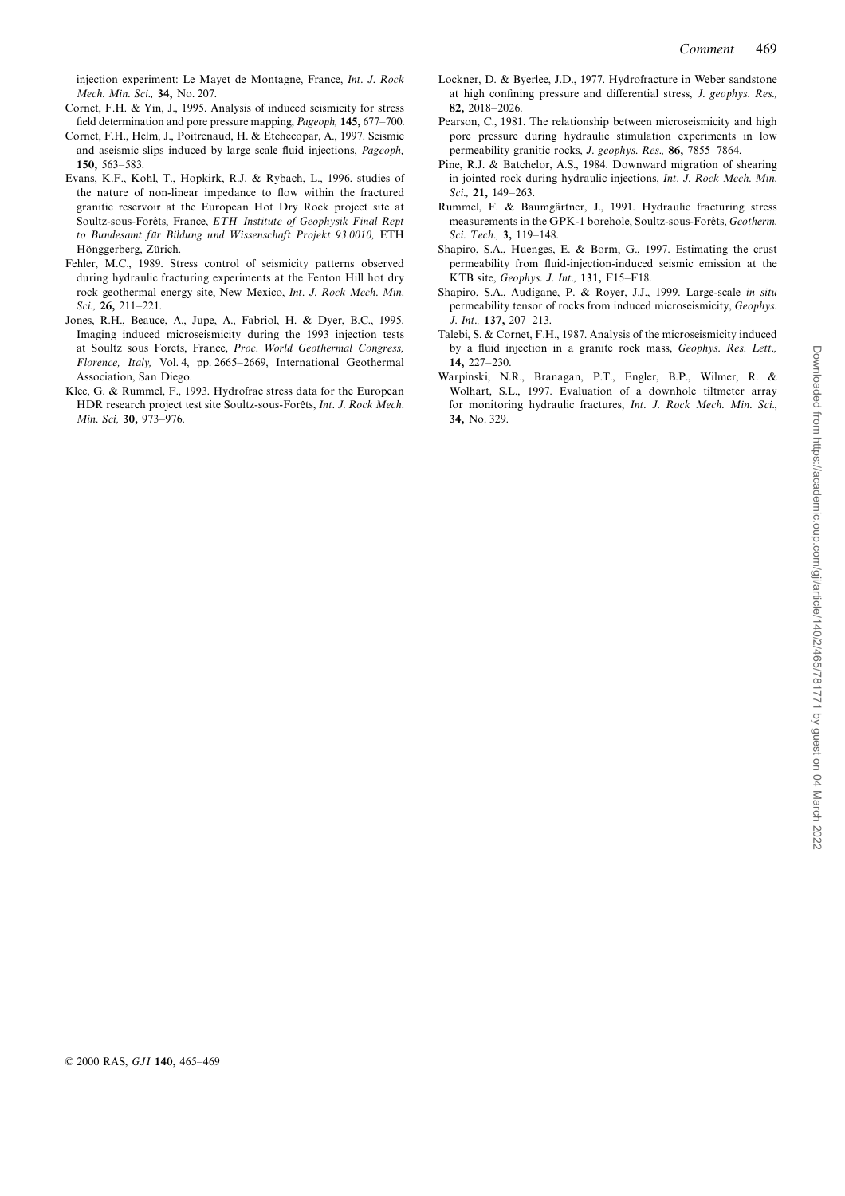injection experiment: Le Mayet de Montagne, France, *Int. J. Rock Mech. Min. Sci.,* **34,** No. 207.

Cornet, F.H. & Yin, J., 1995. Analysis of induced seismicity for stress field determination and pore pressure mapping, *Pageoph,* **145,** 677–700.

Cornet, F.H., Helm, J., Poitrenaud, H. & Etchecopar, A., 1997. Seismic and aseismic slips induced by large scale fluid injections, *Pageoph,* **150,** 563–583.

Evans, K.F., Kohl, T., Hopkirk, R.J. & Rybach, L., 1996. studies of the nature of non-linear impedance to flow within the fractured granitic reservoir at the European Hot Dry Rock project site at Soultz-sous-Forêts, France, *ETH–Institute of Geophysik Final Rept to Bundesamt für Bildung und Wissenschaft Projekt 93.0010,* ETH Hönggerberg, Zürich.

Fehler, M.C., 1989. Stress control of seismicity patterns observed during hydraulic fracturing experiments at the Fenton Hill hot dry rock geothermal energy site, New Mexico, *Int. J. Rock Mech. Min. Sci.,* **26,** 211–221.

Jones, R.H., Beauce, A., Jupe, A., Fabriol, H. & Dyer, B.C., 1995. Imaging induced microseismicity during the 1993 injection tests at Soultz sous Forets, France, *Proc. World Geothermal Congress, Florence, Italy,* Vol. 4, pp. 2665–2669, International Geothermal Association, San Diego.

Klee, G. & Rummel, F., 1993. Hydrofrac stress data for the European HDR research project test site Soultz-sous-Forêts, *Int. J. Rock Mech. Min. Sci,* **30,** 973–976.

Lockner, D. & Byerlee, J.D., 1977. Hydrofracture in Weber sandstone at high confining pressure and differential stress, *J. geophys. Res.,* **82,** 2018–2026.

Pearson, C., 1981. The relationship between microseismicity and high pore pressure during hydraulic stimulation experiments in low permeability granitic rocks, *J. geophys. Res.,* **86,** 7855–7864.

Pine, R.J. & Batchelor, A.S., 1984. Downward migration of shearing in jointed rock during hydraulic injections, *Int. J. Rock Mech. Min. Sci.,* **21,** 149–263.

Rummel, F. & Baumgärtner, J., 1991. Hydraulic fracturing stress measurements in the GPK-1 borehole, Soultz-sous-Forêts, *Geotherm. Sci. Tech.,* **3,** 119–148.

Shapiro, S.A., Huenges, E. & Borm, G., 1997. Estimating the crust permeability from fluid-injection-induced seismic emission at the KTB site, *Geophys. J. Int.,* **131,** F15–F18.

Shapiro, S.A., Audigane, P. & Royer, J.J., 1999. Large-scale *in situ* permeability tensor of rocks from induced microseismicity, *Geophys. J. Int.,* **137,** 207–213.

Talebi, S. & Cornet, F.H., 1987. Analysis of the microseismicity induced by a fluid injection in a granite rock mass, *Geophys. Res. Lett.,* **14,** 227–230.

Warpinski, N.R., Branagan, P.T., Engler, B.P., Wilmer, R. & Wolhart, S.L., 1997. Evaluation of a downhole tiltmeter array for monitoring hydraulic fractures, *Int. J. Rock Mech. Min. Sci.,* **34,** No. 329.